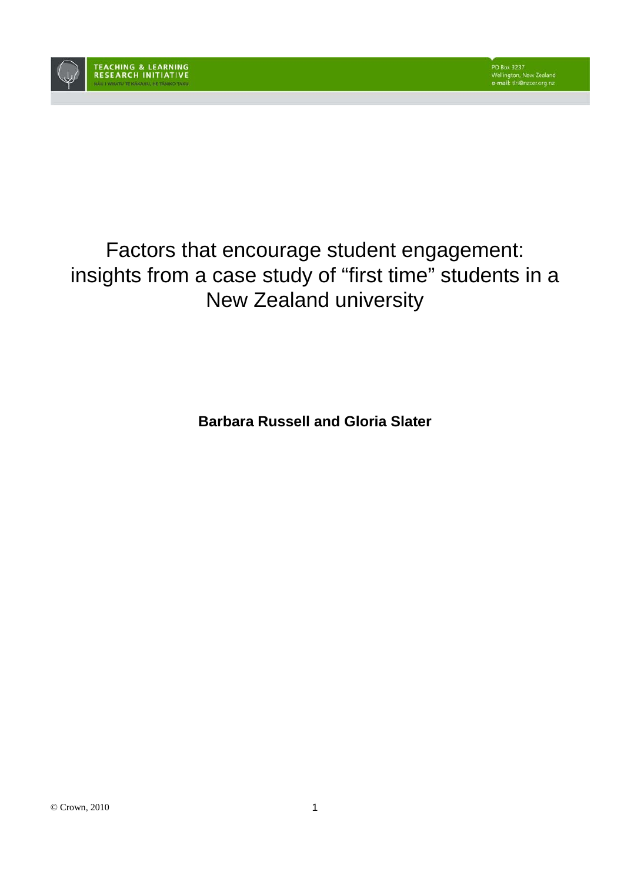TEACHING & LEARNING RESEARCH INITIATIVE
NĀU I WHATU TE KĀKAHU, HE TĀNIKO TAKU

PO Box 3237
Wellington, New Zealand
e-mail: tlri@nzcer.org.nz

# Factors that encourage student engagement: insights from a case study of "first time" students in a New Zealand university

**Barbara Russell and Gloria Slater**

© Crown, 2010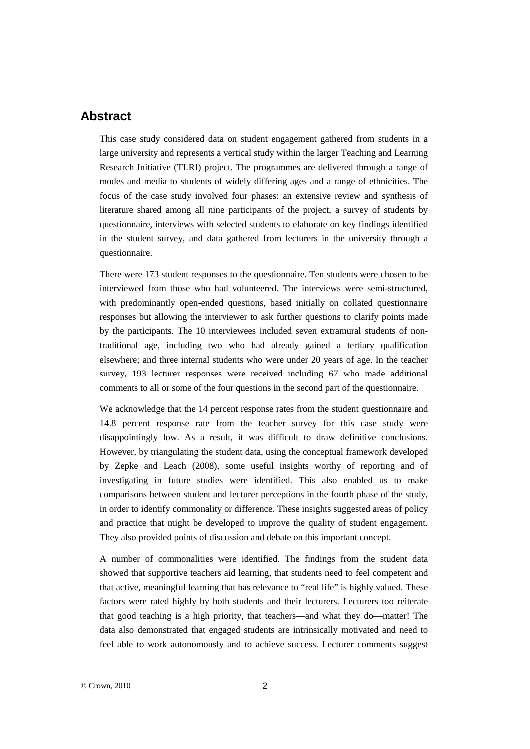## Abstract

This case study considered data on student engagement gathered from students in a large university and represents a vertical study within the larger Teaching and Learning Research Initiative (TLRI) project. The programmes are delivered through a range of modes and media to students of widely differing ages and a range of ethnicities. The focus of the case study involved four phases: an extensive review and synthesis of literature shared among all nine participants of the project, a survey of students by questionnaire, interviews with selected students to elaborate on key findings identified in the student survey, and data gathered from lecturers in the university through a questionnaire.

There were 173 student responses to the questionnaire. Ten students were chosen to be interviewed from those who had volunteered. The interviews were semi-structured, with predominantly open-ended questions, based initially on collated questionnaire responses but allowing the interviewer to ask further questions to clarify points made by the participants. The 10 interviewees included seven extramural students of non-traditional age, including two who had already gained a tertiary qualification elsewhere; and three internal students who were under 20 years of age. In the teacher survey, 193 lecturer responses were received including 67 who made additional comments to all or some of the four questions in the second part of the questionnaire.

We acknowledge that the 14 percent response rates from the student questionnaire and 14.8 percent response rate from the teacher survey for this case study were disappointingly low. As a result, it was difficult to draw definitive conclusions. However, by triangulating the student data, using the conceptual framework developed by Zepke and Leach (2008), some useful insights worthy of reporting and of investigating in future studies were identified. This also enabled us to make comparisons between student and lecturer perceptions in the fourth phase of the study, in order to identify commonality or difference. These insights suggested areas of policy and practice that might be developed to improve the quality of student engagement. They also provided points of discussion and debate on this important concept.

A number of commonalities were identified. The findings from the student data showed that supportive teachers aid learning, that students need to feel competent and that active, meaningful learning that has relevance to "real life" is highly valued. These factors were rated highly by both students and their lecturers. Lecturers too reiterate that good teaching is a high priority, that teachers—and what they do—matter! The data also demonstrated that engaged students are intrinsically motivated and need to feel able to work autonomously and to achieve success. Lecturer comments suggest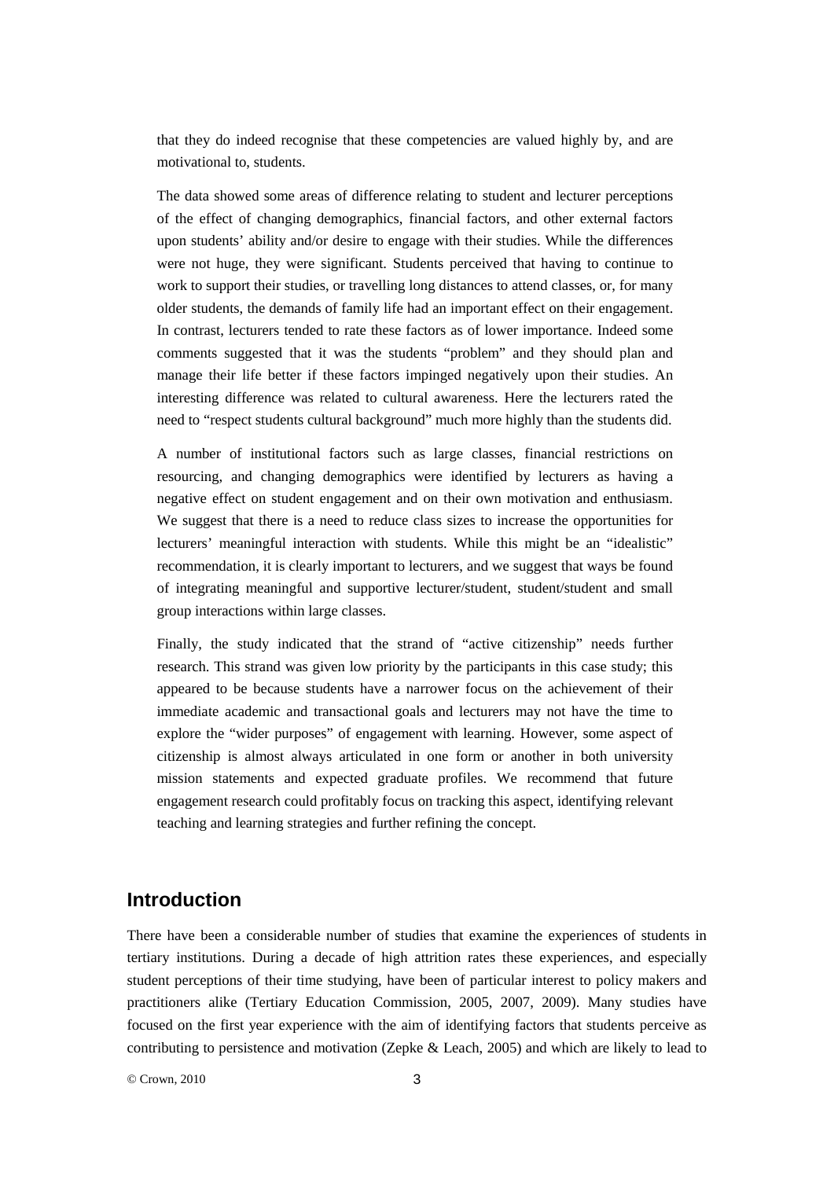that they do indeed recognise that these competencies are valued highly by, and are motivational to, students.

The data showed some areas of difference relating to student and lecturer perceptions of the effect of changing demographics, financial factors, and other external factors upon students' ability and/or desire to engage with their studies. While the differences were not huge, they were significant. Students perceived that having to continue to work to support their studies, or travelling long distances to attend classes, or, for many older students, the demands of family life had an important effect on their engagement. In contrast, lecturers tended to rate these factors as of lower importance. Indeed some comments suggested that it was the students "problem" and they should plan and manage their life better if these factors impinged negatively upon their studies. An interesting difference was related to cultural awareness. Here the lecturers rated the need to "respect students cultural background" much more highly than the students did.

A number of institutional factors such as large classes, financial restrictions on resourcing, and changing demographics were identified by lecturers as having a negative effect on student engagement and on their own motivation and enthusiasm. We suggest that there is a need to reduce class sizes to increase the opportunities for lecturers' meaningful interaction with students. While this might be an "idealistic" recommendation, it is clearly important to lecturers, and we suggest that ways be found of integrating meaningful and supportive lecturer/student, student/student and small group interactions within large classes.

Finally, the study indicated that the strand of "active citizenship" needs further research. This strand was given low priority by the participants in this case study; this appeared to be because students have a narrower focus on the achievement of their immediate academic and transactional goals and lecturers may not have the time to explore the "wider purposes" of engagement with learning. However, some aspect of citizenship is almost always articulated in one form or another in both university mission statements and expected graduate profiles. We recommend that future engagement research could profitably focus on tracking this aspect, identifying relevant teaching and learning strategies and further refining the concept.

## Introduction

There have been a considerable number of studies that examine the experiences of students in tertiary institutions. During a decade of high attrition rates these experiences, and especially student perceptions of their time studying, have been of particular interest to policy makers and practitioners alike (Tertiary Education Commission, 2005, 2007, 2009). Many studies have focused on the first year experience with the aim of identifying factors that students perceive as contributing to persistence and motivation (Zepke & Leach, 2005) and which are likely to lead to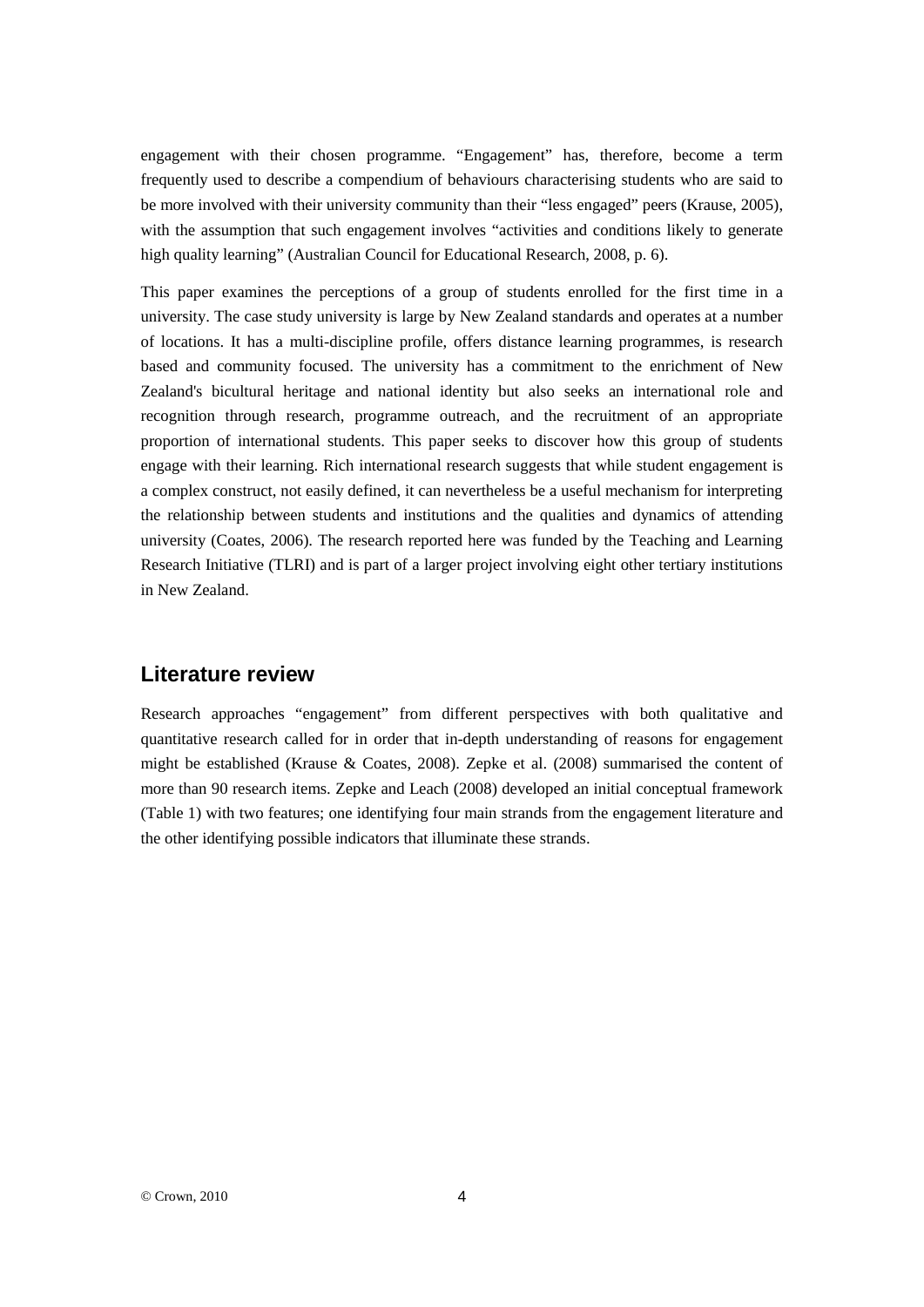engagement with their chosen programme. "Engagement" has, therefore, become a term frequently used to describe a compendium of behaviours characterising students who are said to be more involved with their university community than their "less engaged" peers (Krause, 2005), with the assumption that such engagement involves "activities and conditions likely to generate high quality learning" (Australian Council for Educational Research, 2008, p. 6).

This paper examines the perceptions of a group of students enrolled for the first time in a university. The case study university is large by New Zealand standards and operates at a number of locations. It has a multi-discipline profile, offers distance learning programmes, is research based and community focused. The university has a commitment to the enrichment of New Zealand's bicultural heritage and national identity but also seeks an international role and recognition through research, programme outreach, and the recruitment of an appropriate proportion of international students. This paper seeks to discover how this group of students engage with their learning. Rich international research suggests that while student engagement is a complex construct, not easily defined, it can nevertheless be a useful mechanism for interpreting the relationship between students and institutions and the qualities and dynamics of attending university (Coates, 2006). The research reported here was funded by the Teaching and Learning Research Initiative (TLRI) and is part of a larger project involving eight other tertiary institutions in New Zealand.

## Literature review

Research approaches "engagement" from different perspectives with both qualitative and quantitative research called for in order that in-depth understanding of reasons for engagement might be established (Krause & Coates, 2008). Zepke et al. (2008) summarised the content of more than 90 research items. Zepke and Leach (2008) developed an initial conceptual framework (Table 1) with two features; one identifying four main strands from the engagement literature and the other identifying possible indicators that illuminate these strands.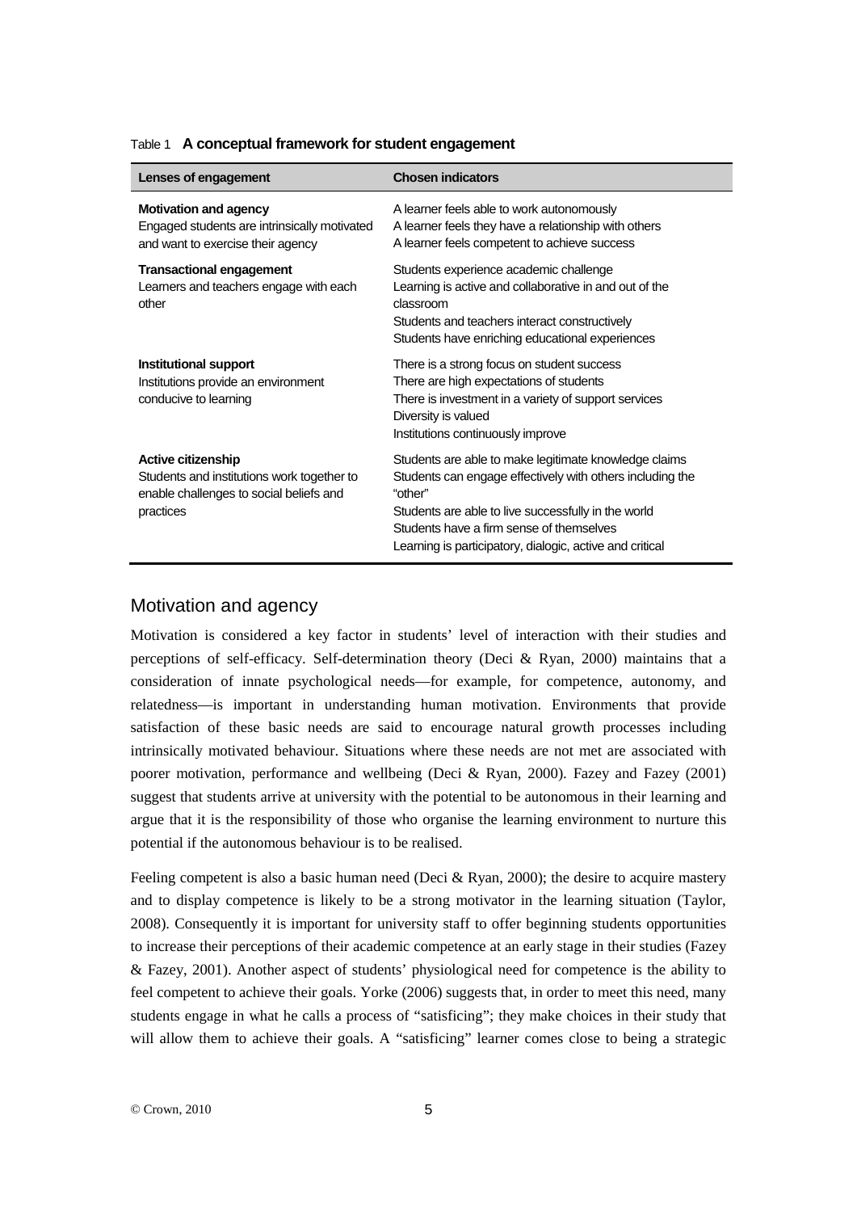Table 1 **A conceptual framework for student engagement**

| Lenses of engagement | Chosen indicators |
| --- | --- |
| **Motivation and agency**<br>Engaged students are intrinsically motivated and want to exercise their agency | A learner feels able to work autonomously<br>A learner feels they have a relationship with others<br>A learner feels competent to achieve success |
| **Transactional engagement**<br>Learners and teachers engage with each other | Students experience academic challenge<br>Learning is active and collaborative in and out of the classroom<br>Students and teachers interact constructively<br>Students have enriching educational experiences |
| **Institutional support**<br>Institutions provide an environment conducive to learning | There is a strong focus on student success<br>There are high expectations of students<br>There is investment in a variety of support services<br>Diversity is valued<br>Institutions continuously improve |
| **Active citizenship**<br>Students and institutions work together to enable challenges to social beliefs and practices | Students are able to make legitimate knowledge claims<br>Students can engage effectively with others including the "other"<br>Students are able to live successfully in the world<br>Students have a firm sense of themselves<br>Learning is participatory, dialogic, active and critical |

## Motivation and agency

Motivation is considered a key factor in students' level of interaction with their studies and perceptions of self-efficacy. Self-determination theory (Deci & Ryan, 2000) maintains that a consideration of innate psychological needs—for example, for competence, autonomy, and relatedness—is important in understanding human motivation. Environments that provide satisfaction of these basic needs are said to encourage natural growth processes including intrinsically motivated behaviour. Situations where these needs are not met are associated with poorer motivation, performance and wellbeing (Deci & Ryan, 2000). Fazey and Fazey (2001) suggest that students arrive at university with the potential to be autonomous in their learning and argue that it is the responsibility of those who organise the learning environment to nurture this potential if the autonomous behaviour is to be realised.

Feeling competent is also a basic human need (Deci & Ryan, 2000); the desire to acquire mastery and to display competence is likely to be a strong motivator in the learning situation (Taylor, 2008). Consequently it is important for university staff to offer beginning students opportunities to increase their perceptions of their academic competence at an early stage in their studies (Fazey & Fazey, 2001). Another aspect of students' physiological need for competence is the ability to feel competent to achieve their goals. Yorke (2006) suggests that, in order to meet this need, many students engage in what he calls a process of "satisficing"; they make choices in their study that will allow them to achieve their goals. A "satisficing" learner comes close to being a strategic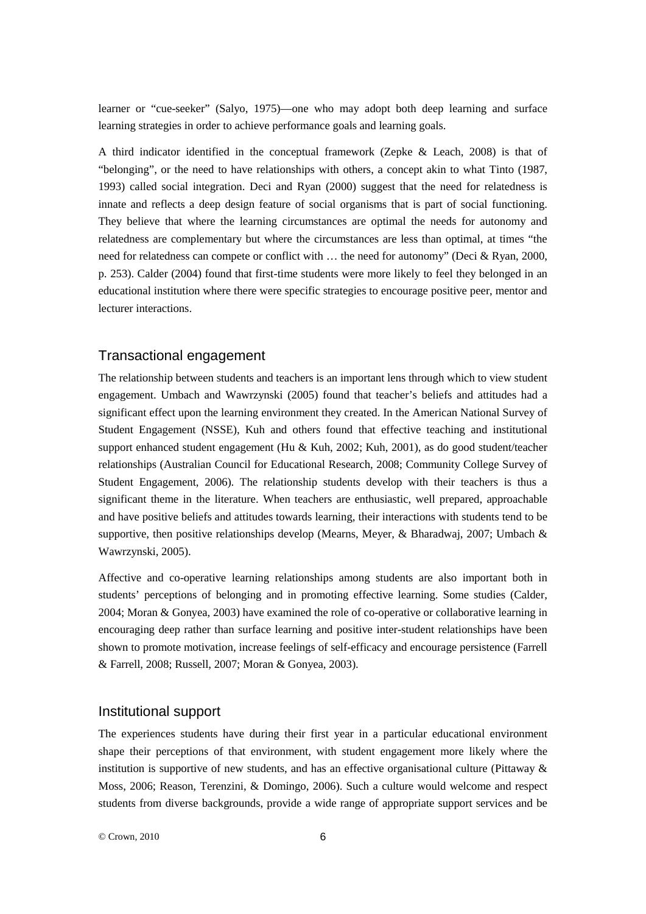learner or "cue-seeker" (Salyo, 1975)—one who may adopt both deep learning and surface learning strategies in order to achieve performance goals and learning goals.

A third indicator identified in the conceptual framework (Zepke & Leach, 2008) is that of "belonging", or the need to have relationships with others, a concept akin to what Tinto (1987, 1993) called social integration. Deci and Ryan (2000) suggest that the need for relatedness is innate and reflects a deep design feature of social organisms that is part of social functioning. They believe that where the learning circumstances are optimal the needs for autonomy and relatedness are complementary but where the circumstances are less than optimal, at times "the need for relatedness can compete or conflict with … the need for autonomy" (Deci & Ryan, 2000, p. 253). Calder (2004) found that first-time students were more likely to feel they belonged in an educational institution where there were specific strategies to encourage positive peer, mentor and lecturer interactions.

## Transactional engagement

The relationship between students and teachers is an important lens through which to view student engagement. Umbach and Wawrzynski (2005) found that teacher's beliefs and attitudes had a significant effect upon the learning environment they created. In the American National Survey of Student Engagement (NSSE), Kuh and others found that effective teaching and institutional support enhanced student engagement (Hu & Kuh, 2002; Kuh, 2001), as do good student/teacher relationships (Australian Council for Educational Research, 2008; Community College Survey of Student Engagement, 2006). The relationship students develop with their teachers is thus a significant theme in the literature. When teachers are enthusiastic, well prepared, approachable and have positive beliefs and attitudes towards learning, their interactions with students tend to be supportive, then positive relationships develop (Mearns, Meyer, & Bharadwaj, 2007; Umbach & Wawrzynski, 2005).

Affective and co-operative learning relationships among students are also important both in students' perceptions of belonging and in promoting effective learning. Some studies (Calder, 2004; Moran & Gonyea, 2003) have examined the role of co-operative or collaborative learning in encouraging deep rather than surface learning and positive inter-student relationships have been shown to promote motivation, increase feelings of self-efficacy and encourage persistence (Farrell & Farrell, 2008; Russell, 2007; Moran & Gonyea, 2003).

## Institutional support

The experiences students have during their first year in a particular educational environment shape their perceptions of that environment, with student engagement more likely where the institution is supportive of new students, and has an effective organisational culture (Pittaway & Moss, 2006; Reason, Terenzini, & Domingo, 2006). Such a culture would welcome and respect students from diverse backgrounds, provide a wide range of appropriate support services and be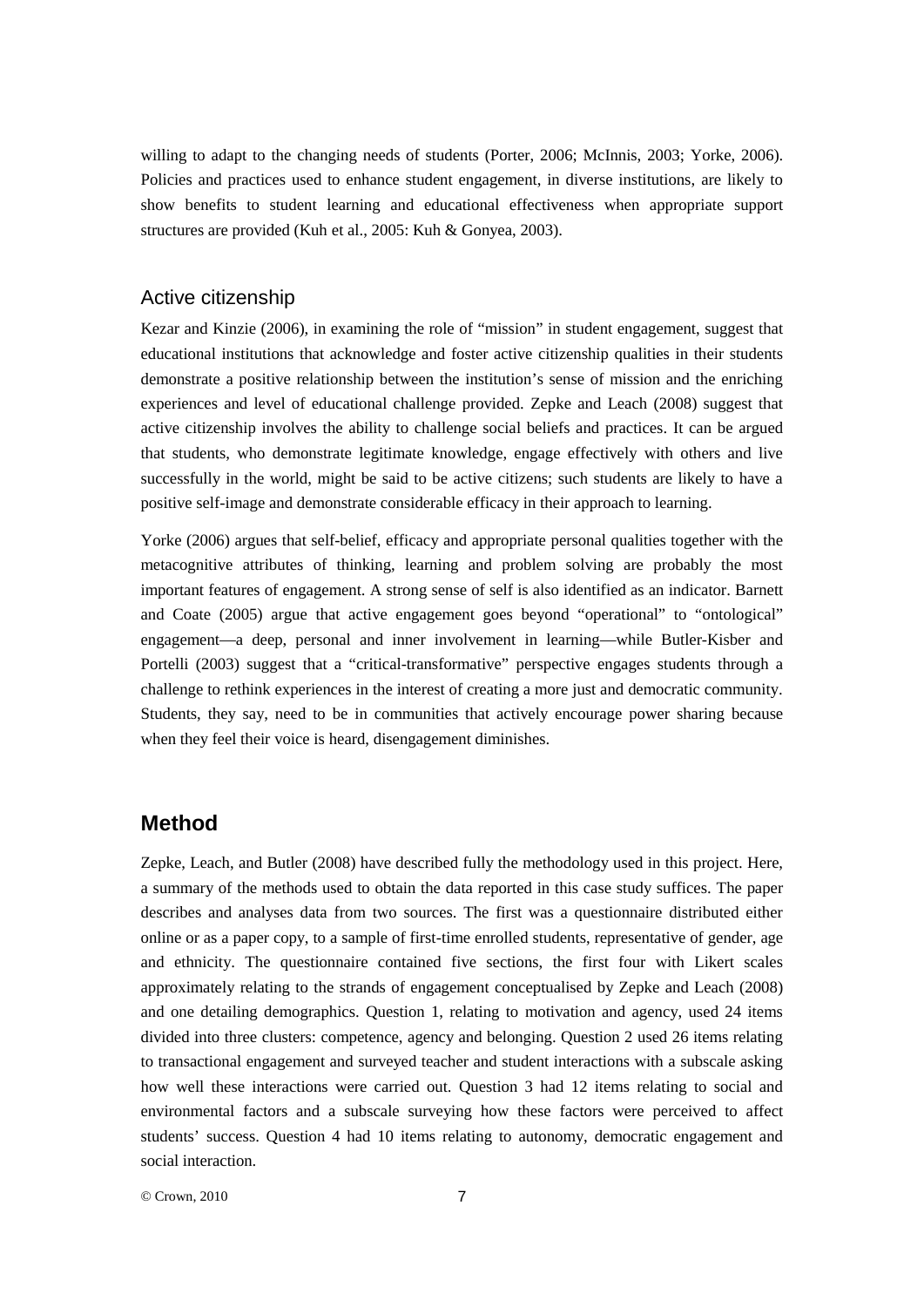willing to adapt to the changing needs of students (Porter, 2006; McInnis, 2003; Yorke, 2006). Policies and practices used to enhance student engagement, in diverse institutions, are likely to show benefits to student learning and educational effectiveness when appropriate support structures are provided (Kuh et al., 2005: Kuh & Gonyea, 2003).

### Active citizenship

Kezar and Kinzie (2006), in examining the role of "mission" in student engagement, suggest that educational institutions that acknowledge and foster active citizenship qualities in their students demonstrate a positive relationship between the institution's sense of mission and the enriching experiences and level of educational challenge provided. Zepke and Leach (2008) suggest that active citizenship involves the ability to challenge social beliefs and practices. It can be argued that students, who demonstrate legitimate knowledge, engage effectively with others and live successfully in the world, might be said to be active citizens; such students are likely to have a positive self-image and demonstrate considerable efficacy in their approach to learning.

Yorke (2006) argues that self-belief, efficacy and appropriate personal qualities together with the metacognitive attributes of thinking, learning and problem solving are probably the most important features of engagement. A strong sense of self is also identified as an indicator. Barnett and Coate (2005) argue that active engagement goes beyond "operational" to "ontological" engagement—a deep, personal and inner involvement in learning—while Butler-Kisber and Portelli (2003) suggest that a "critical-transformative" perspective engages students through a challenge to rethink experiences in the interest of creating a more just and democratic community. Students, they say, need to be in communities that actively encourage power sharing because when they feel their voice is heard, disengagement diminishes.

## Method

Zepke, Leach, and Butler (2008) have described fully the methodology used in this project. Here, a summary of the methods used to obtain the data reported in this case study suffices. The paper describes and analyses data from two sources. The first was a questionnaire distributed either online or as a paper copy, to a sample of first-time enrolled students, representative of gender, age and ethnicity. The questionnaire contained five sections, the first four with Likert scales approximately relating to the strands of engagement conceptualised by Zepke and Leach (2008) and one detailing demographics. Question 1, relating to motivation and agency, used 24 items divided into three clusters: competence, agency and belonging. Question 2 used 26 items relating to transactional engagement and surveyed teacher and student interactions with a subscale asking how well these interactions were carried out. Question 3 had 12 items relating to social and environmental factors and a subscale surveying how these factors were perceived to affect students' success. Question 4 had 10 items relating to autonomy, democratic engagement and social interaction.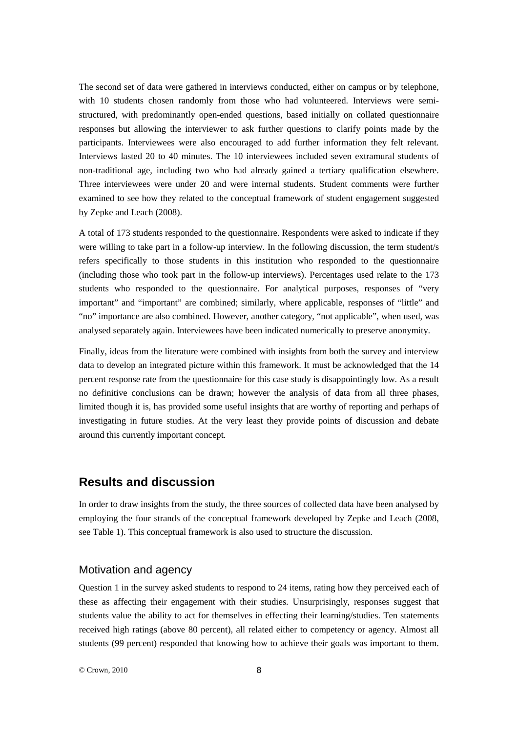The second set of data were gathered in interviews conducted, either on campus or by telephone, with 10 students chosen randomly from those who had volunteered. Interviews were semi-structured, with predominantly open-ended questions, based initially on collated questionnaire responses but allowing the interviewer to ask further questions to clarify points made by the participants. Interviewees were also encouraged to add further information they felt relevant. Interviews lasted 20 to 40 minutes. The 10 interviewees included seven extramural students of non-traditional age, including two who had already gained a tertiary qualification elsewhere. Three interviewees were under 20 and were internal students. Student comments were further examined to see how they related to the conceptual framework of student engagement suggested by Zepke and Leach (2008).

A total of 173 students responded to the questionnaire. Respondents were asked to indicate if they were willing to take part in a follow-up interview. In the following discussion, the term student/s refers specifically to those students in this institution who responded to the questionnaire (including those who took part in the follow-up interviews). Percentages used relate to the 173 students who responded to the questionnaire. For analytical purposes, responses of "very important" and "important" are combined; similarly, where applicable, responses of "little" and "no" importance are also combined. However, another category, "not applicable", when used, was analysed separately again. Interviewees have been indicated numerically to preserve anonymity.

Finally, ideas from the literature were combined with insights from both the survey and interview data to develop an integrated picture within this framework. It must be acknowledged that the 14 percent response rate from the questionnaire for this case study is disappointingly low. As a result no definitive conclusions can be drawn; however the analysis of data from all three phases, limited though it is, has provided some useful insights that are worthy of reporting and perhaps of investigating in future studies. At the very least they provide points of discussion and debate around this currently important concept.

## Results and discussion

In order to draw insights from the study, the three sources of collected data have been analysed by employing the four strands of the conceptual framework developed by Zepke and Leach (2008, see Table 1). This conceptual framework is also used to structure the discussion.

### Motivation and agency

Question 1 in the survey asked students to respond to 24 items, rating how they perceived each of these as affecting their engagement with their studies. Unsurprisingly, responses suggest that students value the ability to act for themselves in effecting their learning/studies. Ten statements received high ratings (above 80 percent), all related either to competency or agency. Almost all students (99 percent) responded that knowing how to achieve their goals was important to them.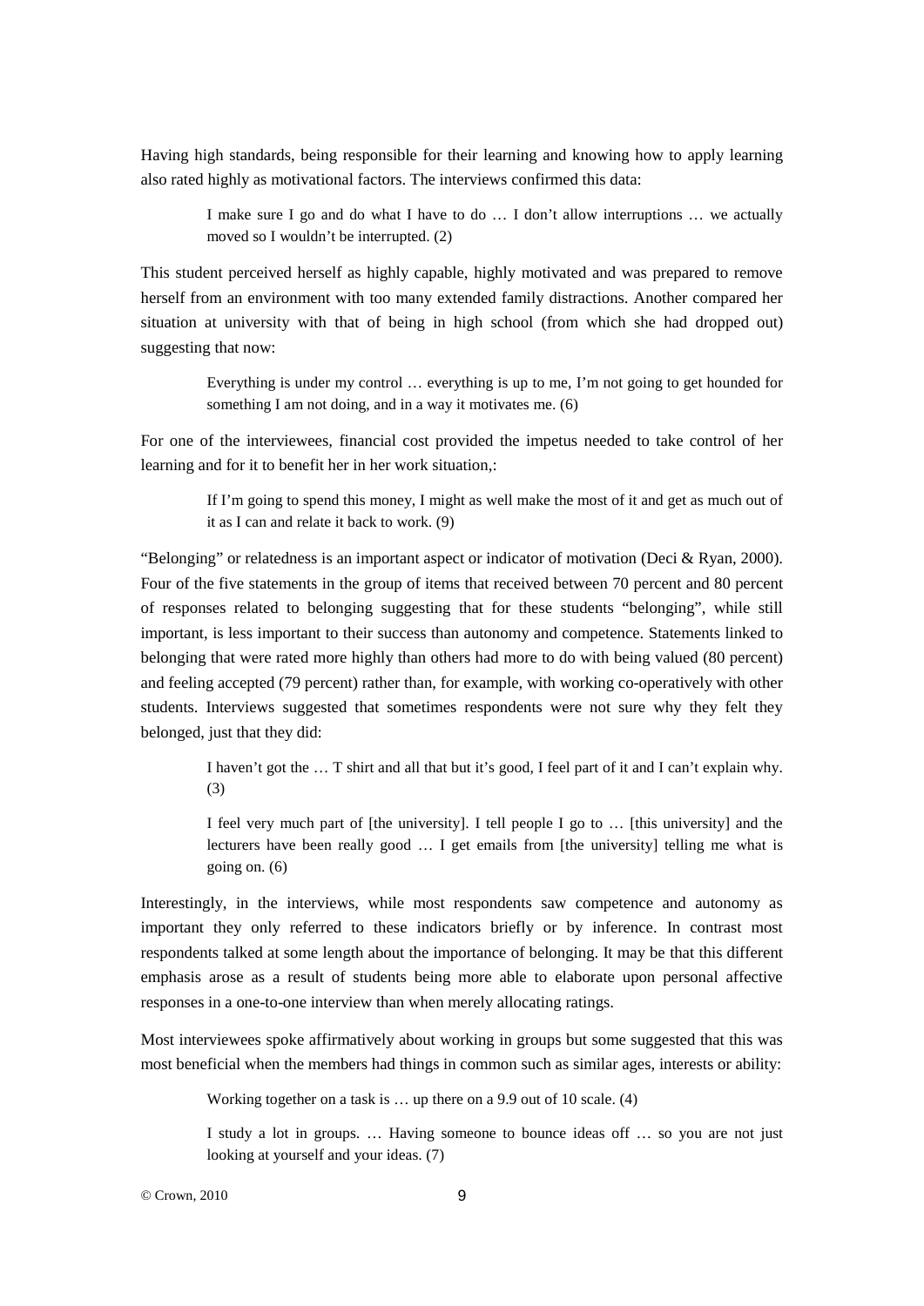Having high standards, being responsible for their learning and knowing how to apply learning also rated highly as motivational factors. The interviews confirmed this data:

> I make sure I go and do what I have to do … I don't allow interruptions … we actually moved so I wouldn't be interrupted. (2)

This student perceived herself as highly capable, highly motivated and was prepared to remove herself from an environment with too many extended family distractions. Another compared her situation at university with that of being in high school (from which she had dropped out) suggesting that now:

> Everything is under my control … everything is up to me, I'm not going to get hounded for something I am not doing, and in a way it motivates me. (6)

For one of the interviewees, financial cost provided the impetus needed to take control of her learning and for it to benefit her in her work situation,:

> If I'm going to spend this money, I might as well make the most of it and get as much out of it as I can and relate it back to work. (9)

"Belonging" or relatedness is an important aspect or indicator of motivation (Deci & Ryan, 2000). Four of the five statements in the group of items that received between 70 percent and 80 percent of responses related to belonging suggesting that for these students "belonging", while still important, is less important to their success than autonomy and competence. Statements linked to belonging that were rated more highly than others had more to do with being valued (80 percent) and feeling accepted (79 percent) rather than, for example, with working co-operatively with other students. Interviews suggested that sometimes respondents were not sure why they felt they belonged, just that they did:

> I haven't got the … T shirt and all that but it's good, I feel part of it and I can't explain why. (3)
>
> I feel very much part of [the university]. I tell people I go to … [this university] and the lecturers have been really good … I get emails from [the university] telling me what is going on. (6)

Interestingly, in the interviews, while most respondents saw competence and autonomy as important they only referred to these indicators briefly or by inference. In contrast most respondents talked at some length about the importance of belonging. It may be that this different emphasis arose as a result of students being more able to elaborate upon personal affective responses in a one-to-one interview than when merely allocating ratings.

Most interviewees spoke affirmatively about working in groups but some suggested that this was most beneficial when the members had things in common such as similar ages, interests or ability:

> Working together on a task is … up there on a 9.9 out of 10 scale. (4)
>
> I study a lot in groups. … Having someone to bounce ideas off … so you are not just looking at yourself and your ideas. (7)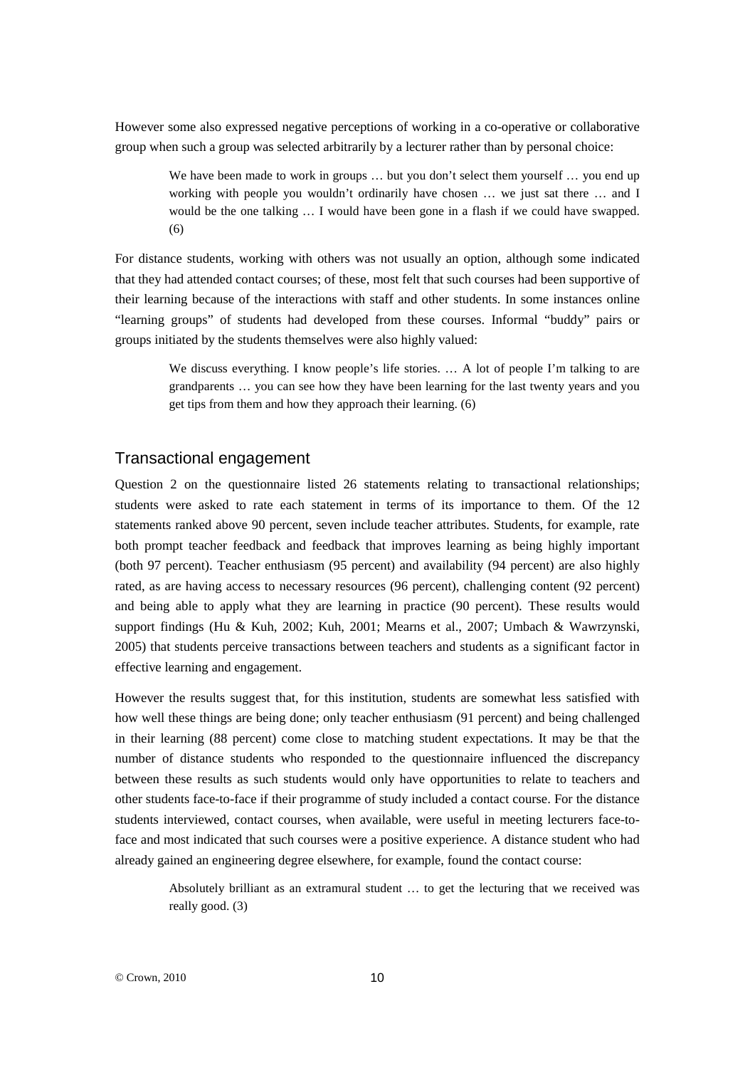However some also expressed negative perceptions of working in a co-operative or collaborative group when such a group was selected arbitrarily by a lecturer rather than by personal choice:

> We have been made to work in groups … but you don't select them yourself … you end up working with people you wouldn't ordinarily have chosen … we just sat there … and I would be the one talking … I would have been gone in a flash if we could have swapped. (6)

For distance students, working with others was not usually an option, although some indicated that they had attended contact courses; of these, most felt that such courses had been supportive of their learning because of the interactions with staff and other students. In some instances online "learning groups" of students had developed from these courses. Informal "buddy" pairs or groups initiated by the students themselves were also highly valued:

> We discuss everything. I know people's life stories. … A lot of people I'm talking to are grandparents … you can see how they have been learning for the last twenty years and you get tips from them and how they approach their learning. (6)

## Transactional engagement

Question 2 on the questionnaire listed 26 statements relating to transactional relationships; students were asked to rate each statement in terms of its importance to them. Of the 12 statements ranked above 90 percent, seven include teacher attributes. Students, for example, rate both prompt teacher feedback and feedback that improves learning as being highly important (both 97 percent). Teacher enthusiasm (95 percent) and availability (94 percent) are also highly rated, as are having access to necessary resources (96 percent), challenging content (92 percent) and being able to apply what they are learning in practice (90 percent). These results would support findings (Hu & Kuh, 2002; Kuh, 2001; Mearns et al., 2007; Umbach & Wawrzynski, 2005) that students perceive transactions between teachers and students as a significant factor in effective learning and engagement.

However the results suggest that, for this institution, students are somewhat less satisfied with how well these things are being done; only teacher enthusiasm (91 percent) and being challenged in their learning (88 percent) come close to matching student expectations. It may be that the number of distance students who responded to the questionnaire influenced the discrepancy between these results as such students would only have opportunities to relate to teachers and other students face-to-face if their programme of study included a contact course. For the distance students interviewed, contact courses, when available, were useful in meeting lecturers face-to-face and most indicated that such courses were a positive experience. A distance student who had already gained an engineering degree elsewhere, for example, found the contact course:

> Absolutely brilliant as an extramural student … to get the lecturing that we received was really good. (3)

© Crown, 2010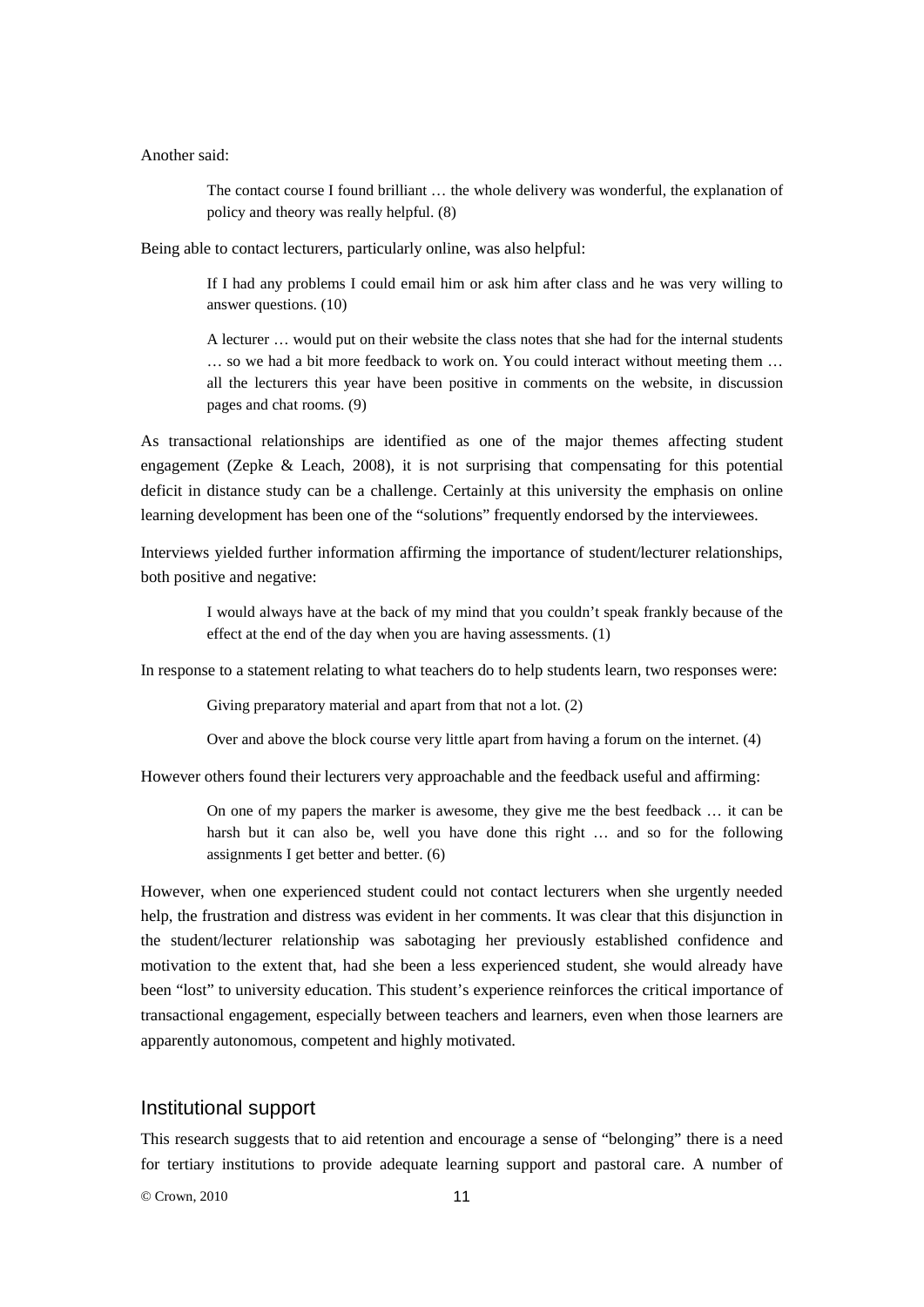Another said:

> The contact course I found brilliant … the whole delivery was wonderful, the explanation of policy and theory was really helpful. (8)

Being able to contact lecturers, particularly online, was also helpful:

> If I had any problems I could email him or ask him after class and he was very willing to answer questions. (10)

> A lecturer … would put on their website the class notes that she had for the internal students … so we had a bit more feedback to work on. You could interact without meeting them … all the lecturers this year have been positive in comments on the website, in discussion pages and chat rooms. (9)

As transactional relationships are identified as one of the major themes affecting student engagement (Zepke & Leach, 2008), it is not surprising that compensating for this potential deficit in distance study can be a challenge. Certainly at this university the emphasis on online learning development has been one of the "solutions" frequently endorsed by the interviewees.

Interviews yielded further information affirming the importance of student/lecturer relationships, both positive and negative:

> I would always have at the back of my mind that you couldn't speak frankly because of the effect at the end of the day when you are having assessments. (1)

In response to a statement relating to what teachers do to help students learn, two responses were:

> Giving preparatory material and apart from that not a lot. (2)

> Over and above the block course very little apart from having a forum on the internet. (4)

However others found their lecturers very approachable and the feedback useful and affirming:

> On one of my papers the marker is awesome, they give me the best feedback … it can be harsh but it can also be, well you have done this right … and so for the following assignments I get better and better. (6)

However, when one experienced student could not contact lecturers when she urgently needed help, the frustration and distress was evident in her comments. It was clear that this disjunction in the student/lecturer relationship was sabotaging her previously established confidence and motivation to the extent that, had she been a less experienced student, she would already have been "lost" to university education. This student's experience reinforces the critical importance of transactional engagement, especially between teachers and learners, even when those learners are apparently autonomous, competent and highly motivated.

## Institutional support

This research suggests that to aid retention and encourage a sense of "belonging" there is a need for tertiary institutions to provide adequate learning support and pastoral care. A number of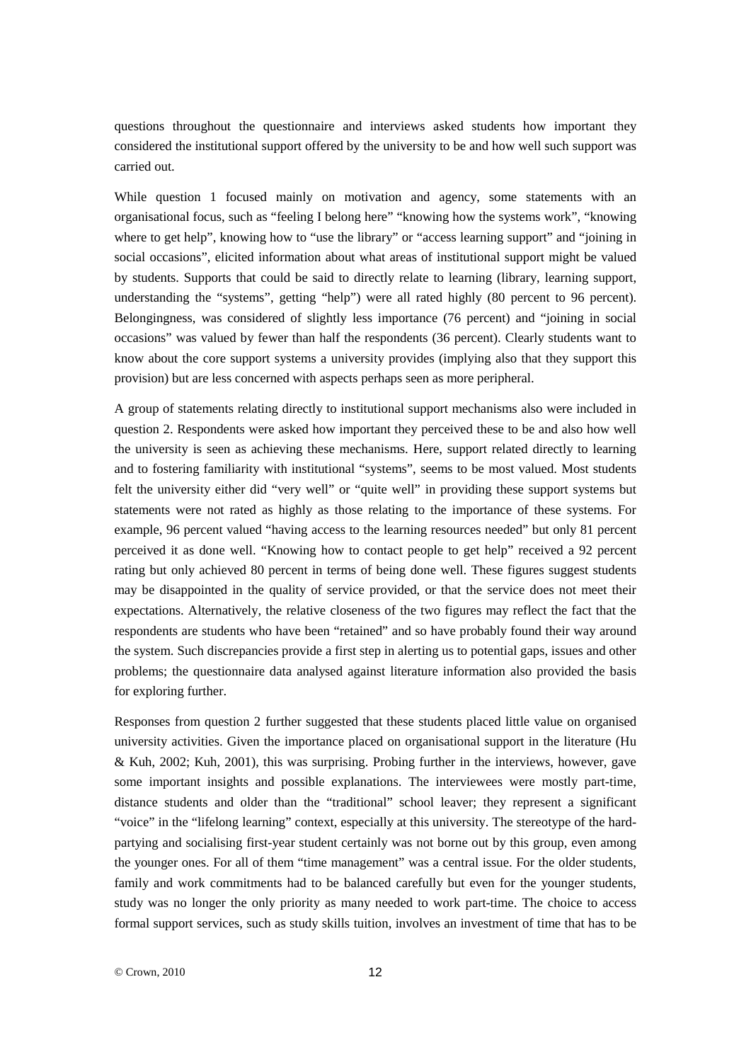questions throughout the questionnaire and interviews asked students how important they considered the institutional support offered by the university to be and how well such support was carried out.

While question 1 focused mainly on motivation and agency, some statements with an organisational focus, such as "feeling I belong here" "knowing how the systems work", "knowing where to get help", knowing how to "use the library" or "access learning support" and "joining in social occasions", elicited information about what areas of institutional support might be valued by students. Supports that could be said to directly relate to learning (library, learning support, understanding the "systems", getting "help") were all rated highly (80 percent to 96 percent). Belongingness, was considered of slightly less importance (76 percent) and "joining in social occasions" was valued by fewer than half the respondents (36 percent). Clearly students want to know about the core support systems a university provides (implying also that they support this provision) but are less concerned with aspects perhaps seen as more peripheral.

A group of statements relating directly to institutional support mechanisms also were included in question 2. Respondents were asked how important they perceived these to be and also how well the university is seen as achieving these mechanisms. Here, support related directly to learning and to fostering familiarity with institutional "systems", seems to be most valued. Most students felt the university either did "very well" or "quite well" in providing these support systems but statements were not rated as highly as those relating to the importance of these systems. For example, 96 percent valued "having access to the learning resources needed" but only 81 percent perceived it as done well. "Knowing how to contact people to get help" received a 92 percent rating but only achieved 80 percent in terms of being done well. These figures suggest students may be disappointed in the quality of service provided, or that the service does not meet their expectations. Alternatively, the relative closeness of the two figures may reflect the fact that the respondents are students who have been "retained" and so have probably found their way around the system. Such discrepancies provide a first step in alerting us to potential gaps, issues and other problems; the questionnaire data analysed against literature information also provided the basis for exploring further.

Responses from question 2 further suggested that these students placed little value on organised university activities. Given the importance placed on organisational support in the literature (Hu & Kuh, 2002; Kuh, 2001), this was surprising. Probing further in the interviews, however, gave some important insights and possible explanations. The interviewees were mostly part-time, distance students and older than the "traditional" school leaver; they represent a significant "voice" in the "lifelong learning" context, especially at this university. The stereotype of the hard-partying and socialising first-year student certainly was not borne out by this group, even among the younger ones. For all of them "time management" was a central issue. For the older students, family and work commitments had to be balanced carefully but even for the younger students, study was no longer the only priority as many needed to work part-time. The choice to access formal support services, such as study skills tuition, involves an investment of time that has to be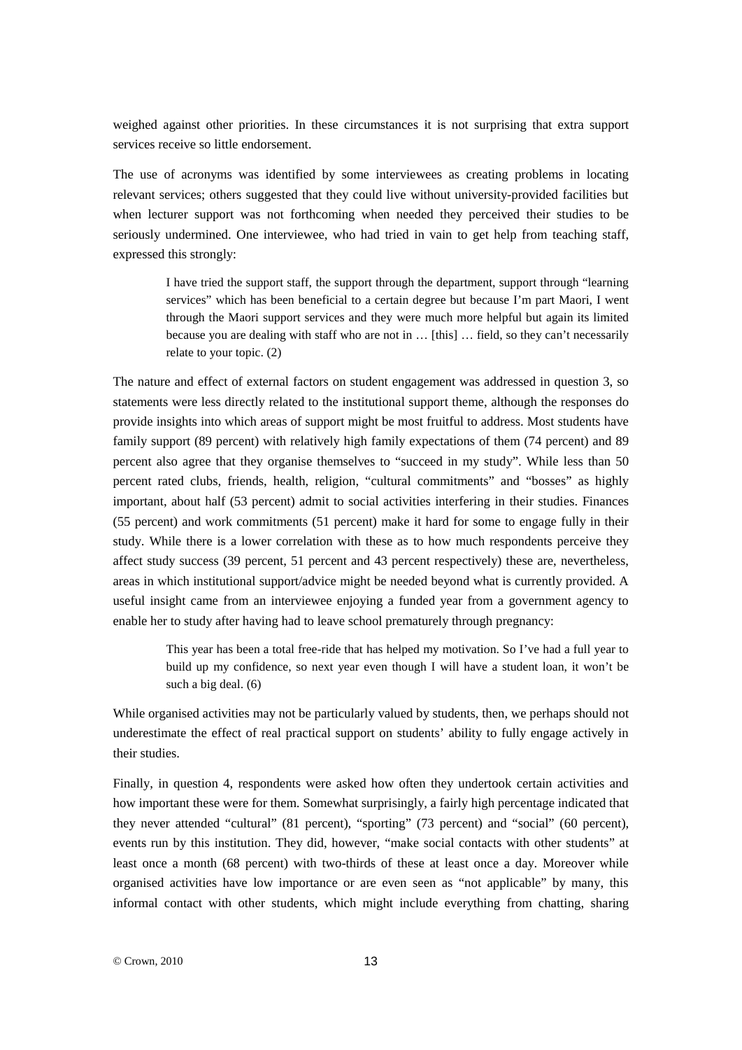weighed against other priorities. In these circumstances it is not surprising that extra support services receive so little endorsement.

The use of acronyms was identified by some interviewees as creating problems in locating relevant services; others suggested that they could live without university-provided facilities but when lecturer support was not forthcoming when needed they perceived their studies to be seriously undermined. One interviewee, who had tried in vain to get help from teaching staff, expressed this strongly:

> I have tried the support staff, the support through the department, support through "learning services" which has been beneficial to a certain degree but because I'm part Maori, I went through the Maori support services and they were much more helpful but again its limited because you are dealing with staff who are not in … [this] … field, so they can't necessarily relate to your topic. (2)

The nature and effect of external factors on student engagement was addressed in question 3, so statements were less directly related to the institutional support theme, although the responses do provide insights into which areas of support might be most fruitful to address. Most students have family support (89 percent) with relatively high family expectations of them (74 percent) and 89 percent also agree that they organise themselves to "succeed in my study". While less than 50 percent rated clubs, friends, health, religion, "cultural commitments" and "bosses" as highly important, about half (53 percent) admit to social activities interfering in their studies. Finances (55 percent) and work commitments (51 percent) make it hard for some to engage fully in their study. While there is a lower correlation with these as to how much respondents perceive they affect study success (39 percent, 51 percent and 43 percent respectively) these are, nevertheless, areas in which institutional support/advice might be needed beyond what is currently provided. A useful insight came from an interviewee enjoying a funded year from a government agency to enable her to study after having had to leave school prematurely through pregnancy:

> This year has been a total free-ride that has helped my motivation. So I've had a full year to build up my confidence, so next year even though I will have a student loan, it won't be such a big deal. (6)

While organised activities may not be particularly valued by students, then, we perhaps should not underestimate the effect of real practical support on students' ability to fully engage actively in their studies.

Finally, in question 4, respondents were asked how often they undertook certain activities and how important these were for them. Somewhat surprisingly, a fairly high percentage indicated that they never attended "cultural" (81 percent), "sporting" (73 percent) and "social" (60 percent), events run by this institution. They did, however, "make social contacts with other students" at least once a month (68 percent) with two-thirds of these at least once a day. Moreover while organised activities have low importance or are even seen as "not applicable" by many, this informal contact with other students, which might include everything from chatting, sharing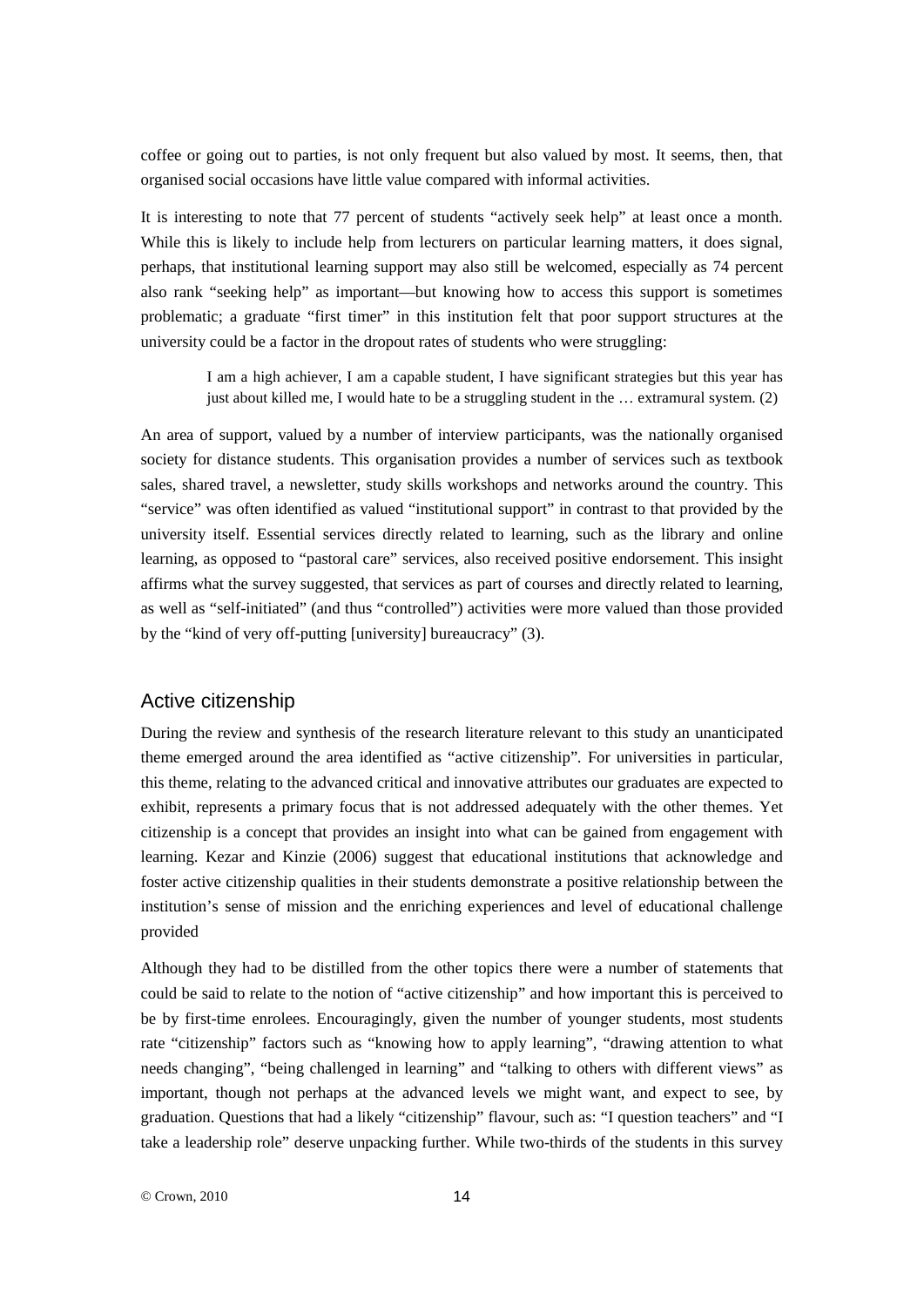coffee or going out to parties, is not only frequent but also valued by most. It seems, then, that organised social occasions have little value compared with informal activities.

It is interesting to note that 77 percent of students "actively seek help" at least once a month. While this is likely to include help from lecturers on particular learning matters, it does signal, perhaps, that institutional learning support may also still be welcomed, especially as 74 percent also rank "seeking help" as important—but knowing how to access this support is sometimes problematic; a graduate "first timer" in this institution felt that poor support structures at the university could be a factor in the dropout rates of students who were struggling:

> I am a high achiever, I am a capable student, I have significant strategies but this year has just about killed me, I would hate to be a struggling student in the … extramural system. (2)

An area of support, valued by a number of interview participants, was the nationally organised society for distance students. This organisation provides a number of services such as textbook sales, shared travel, a newsletter, study skills workshops and networks around the country. This "service" was often identified as valued "institutional support" in contrast to that provided by the university itself. Essential services directly related to learning, such as the library and online learning, as opposed to "pastoral care" services, also received positive endorsement. This insight affirms what the survey suggested, that services as part of courses and directly related to learning, as well as "self-initiated" (and thus "controlled") activities were more valued than those provided by the "kind of very off-putting [university] bureaucracy" (3).

## Active citizenship

During the review and synthesis of the research literature relevant to this study an unanticipated theme emerged around the area identified as "active citizenship". For universities in particular, this theme, relating to the advanced critical and innovative attributes our graduates are expected to exhibit, represents a primary focus that is not addressed adequately with the other themes. Yet citizenship is a concept that provides an insight into what can be gained from engagement with learning. Kezar and Kinzie (2006) suggest that educational institutions that acknowledge and foster active citizenship qualities in their students demonstrate a positive relationship between the institution's sense of mission and the enriching experiences and level of educational challenge provided

Although they had to be distilled from the other topics there were a number of statements that could be said to relate to the notion of "active citizenship" and how important this is perceived to be by first-time enrolees. Encouragingly, given the number of younger students, most students rate "citizenship" factors such as "knowing how to apply learning", "drawing attention to what needs changing", "being challenged in learning" and "talking to others with different views" as important, though not perhaps at the advanced levels we might want, and expect to see, by graduation. Questions that had a likely "citizenship" flavour, such as: "I question teachers" and "I take a leadership role" deserve unpacking further. While two-thirds of the students in this survey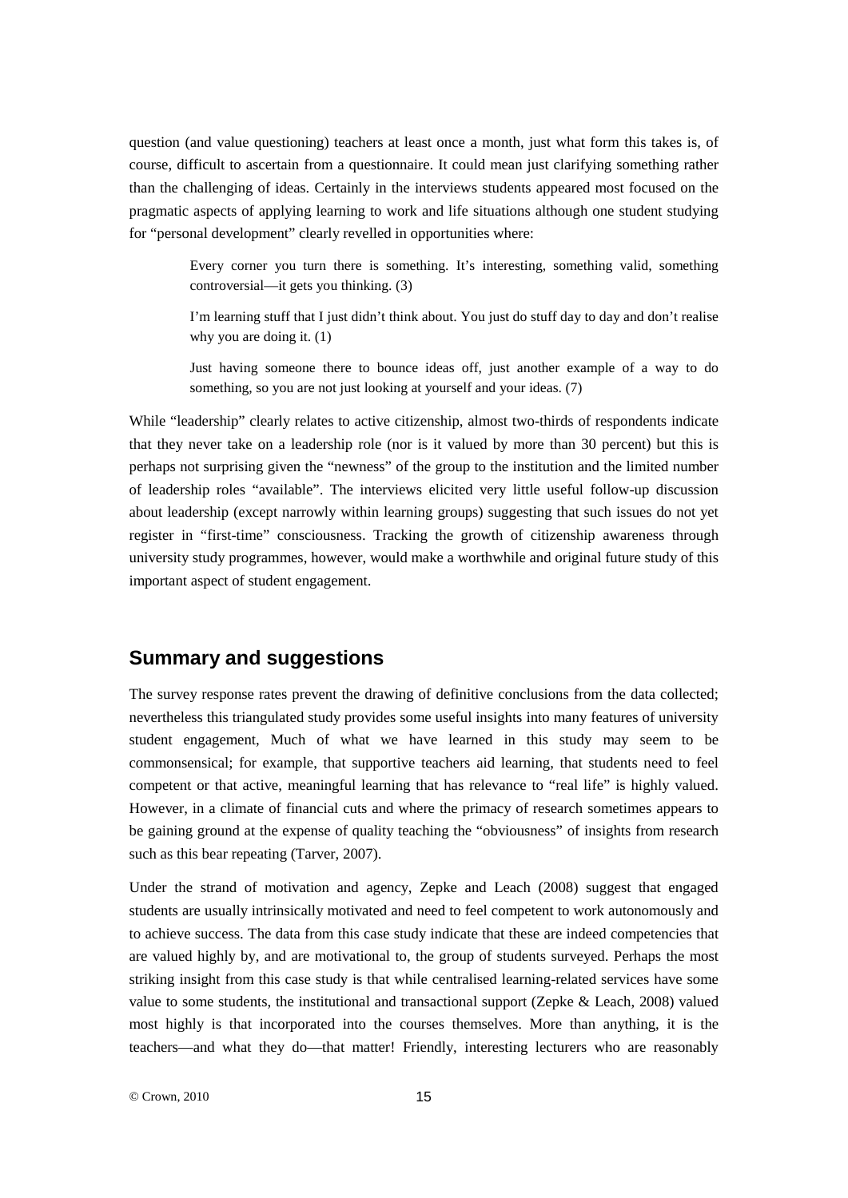question (and value questioning) teachers at least once a month, just what form this takes is, of course, difficult to ascertain from a questionnaire. It could mean just clarifying something rather than the challenging of ideas. Certainly in the interviews students appeared most focused on the pragmatic aspects of applying learning to work and life situations although one student studying for "personal development" clearly revelled in opportunities where:

> Every corner you turn there is something. It's interesting, something valid, something controversial—it gets you thinking. (3)
>
> I'm learning stuff that I just didn't think about. You just do stuff day to day and don't realise why you are doing it. (1)
>
> Just having someone there to bounce ideas off, just another example of a way to do something, so you are not just looking at yourself and your ideas. (7)

While "leadership" clearly relates to active citizenship, almost two-thirds of respondents indicate that they never take on a leadership role (nor is it valued by more than 30 percent) but this is perhaps not surprising given the "newness" of the group to the institution and the limited number of leadership roles "available". The interviews elicited very little useful follow-up discussion about leadership (except narrowly within learning groups) suggesting that such issues do not yet register in "first-time" consciousness. Tracking the growth of citizenship awareness through university study programmes, however, would make a worthwhile and original future study of this important aspect of student engagement.

## Summary and suggestions

The survey response rates prevent the drawing of definitive conclusions from the data collected; nevertheless this triangulated study provides some useful insights into many features of university student engagement, Much of what we have learned in this study may seem to be commonsensical; for example, that supportive teachers aid learning, that students need to feel competent or that active, meaningful learning that has relevance to "real life" is highly valued. However, in a climate of financial cuts and where the primacy of research sometimes appears to be gaining ground at the expense of quality teaching the "obviousness" of insights from research such as this bear repeating (Tarver, 2007).

Under the strand of motivation and agency, Zepke and Leach (2008) suggest that engaged students are usually intrinsically motivated and need to feel competent to work autonomously and to achieve success. The data from this case study indicate that these are indeed competencies that are valued highly by, and are motivational to, the group of students surveyed. Perhaps the most striking insight from this case study is that while centralised learning-related services have some value to some students, the institutional and transactional support (Zepke & Leach, 2008) valued most highly is that incorporated into the courses themselves. More than anything, it is the teachers—and what they do—that matter! Friendly, interesting lecturers who are reasonably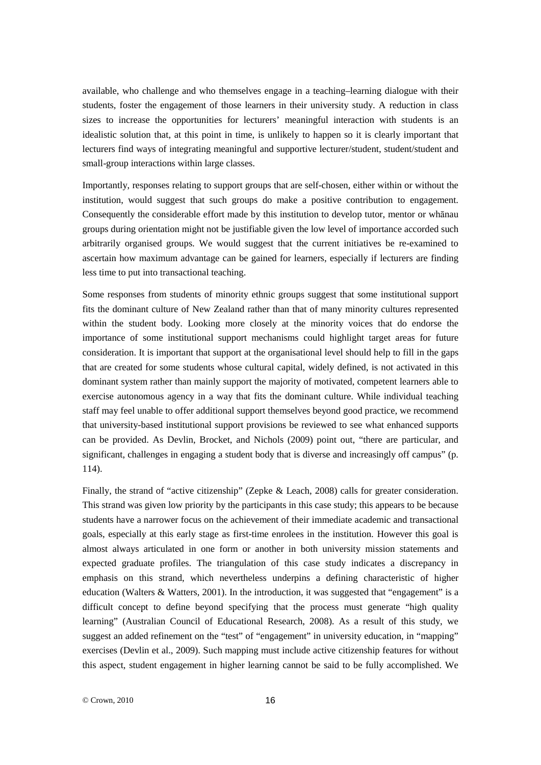available, who challenge and who themselves engage in a teaching–learning dialogue with their students, foster the engagement of those learners in their university study. A reduction in class sizes to increase the opportunities for lecturers' meaningful interaction with students is an idealistic solution that, at this point in time, is unlikely to happen so it is clearly important that lecturers find ways of integrating meaningful and supportive lecturer/student, student/student and small-group interactions within large classes.

Importantly, responses relating to support groups that are self-chosen, either within or without the institution, would suggest that such groups do make a positive contribution to engagement. Consequently the considerable effort made by this institution to develop tutor, mentor or whānau groups during orientation might not be justifiable given the low level of importance accorded such arbitrarily organised groups. We would suggest that the current initiatives be re-examined to ascertain how maximum advantage can be gained for learners, especially if lecturers are finding less time to put into transactional teaching.

Some responses from students of minority ethnic groups suggest that some institutional support fits the dominant culture of New Zealand rather than that of many minority cultures represented within the student body. Looking more closely at the minority voices that do endorse the importance of some institutional support mechanisms could highlight target areas for future consideration. It is important that support at the organisational level should help to fill in the gaps that are created for some students whose cultural capital, widely defined, is not activated in this dominant system rather than mainly support the majority of motivated, competent learners able to exercise autonomous agency in a way that fits the dominant culture. While individual teaching staff may feel unable to offer additional support themselves beyond good practice, we recommend that university-based institutional support provisions be reviewed to see what enhanced supports can be provided. As Devlin, Brocket, and Nichols (2009) point out, "there are particular, and significant, challenges in engaging a student body that is diverse and increasingly off campus" (p. 114).

Finally, the strand of "active citizenship" (Zepke & Leach, 2008) calls for greater consideration. This strand was given low priority by the participants in this case study; this appears to be because students have a narrower focus on the achievement of their immediate academic and transactional goals, especially at this early stage as first-time enrolees in the institution. However this goal is almost always articulated in one form or another in both university mission statements and expected graduate profiles. The triangulation of this case study indicates a discrepancy in emphasis on this strand, which nevertheless underpins a defining characteristic of higher education (Walters & Watters, 2001). In the introduction, it was suggested that "engagement" is a difficult concept to define beyond specifying that the process must generate "high quality learning" (Australian Council of Educational Research, 2008). As a result of this study, we suggest an added refinement on the "test" of "engagement" in university education, in "mapping" exercises (Devlin et al., 2009). Such mapping must include active citizenship features for without this aspect, student engagement in higher learning cannot be said to be fully accomplished. We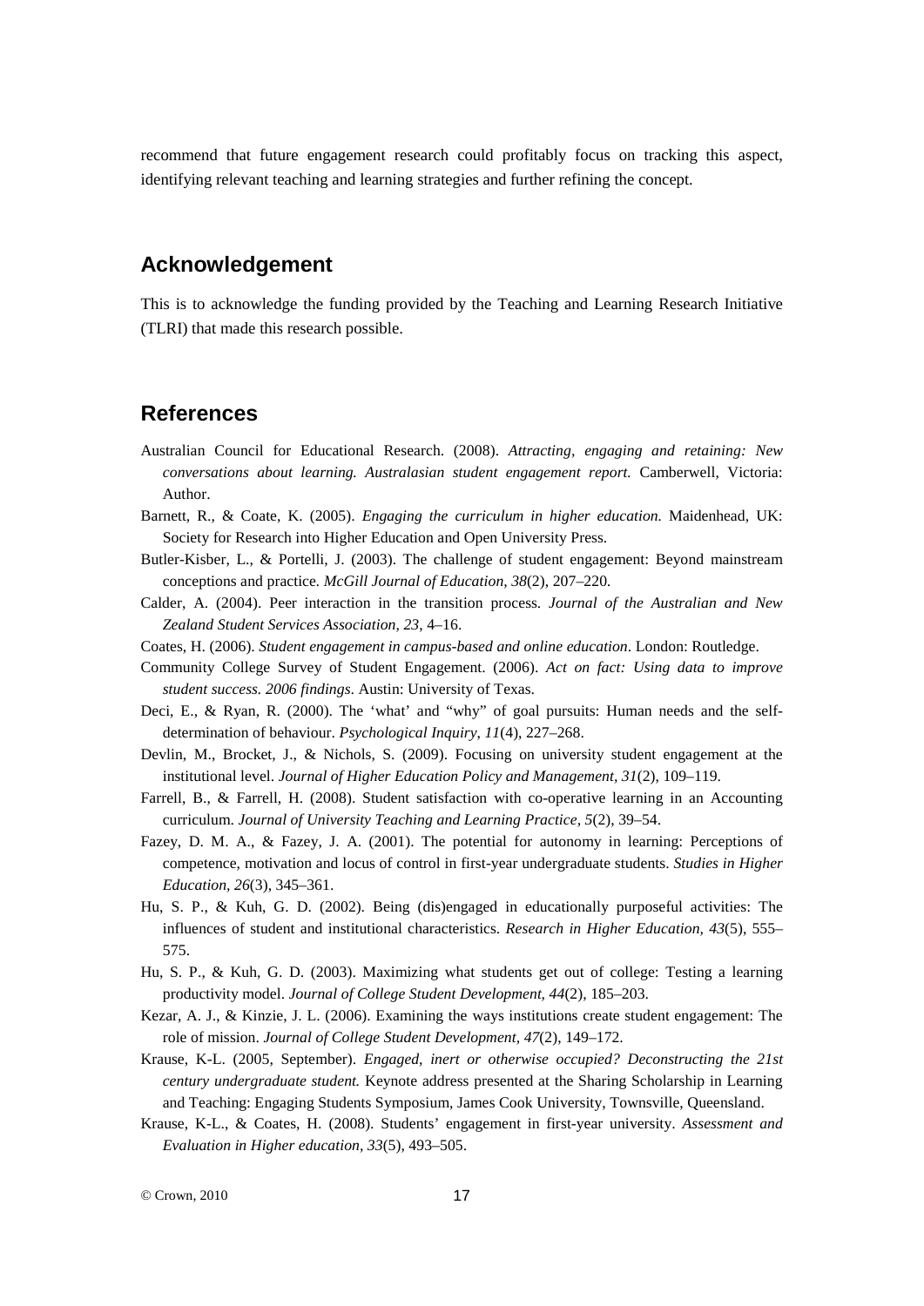recommend that future engagement research could profitably focus on tracking this aspect, identifying relevant teaching and learning strategies and further refining the concept.

## Acknowledgement

This is to acknowledge the funding provided by the Teaching and Learning Research Initiative (TLRI) that made this research possible.

## References

Australian Council for Educational Research. (2008). *Attracting, engaging and retaining: New conversations about learning. Australasian student engagement report.* Camberwell, Victoria: Author.

Barnett, R., & Coate, K. (2005). *Engaging the curriculum in higher education.* Maidenhead, UK: Society for Research into Higher Education and Open University Press.

Butler-Kisber, L., & Portelli, J. (2003). The challenge of student engagement: Beyond mainstream conceptions and practice. *McGill Journal of Education, 38*(2), 207–220.

Calder, A. (2004). Peer interaction in the transition process. *Journal of the Australian and New Zealand Student Services Association, 23*, 4–16.

Coates, H. (2006). *Student engagement in campus-based and online education*. London: Routledge.

Community College Survey of Student Engagement. (2006). *Act on fact: Using data to improve student success. 2006 findings*. Austin: University of Texas.

Deci, E., & Ryan, R. (2000). The 'what' and "why" of goal pursuits: Human needs and the self-determination of behaviour. *Psychological Inquiry, 11*(4), 227–268.

Devlin, M., Brocket, J., & Nichols, S. (2009). Focusing on university student engagement at the institutional level. *Journal of Higher Education Policy and Management, 31*(2), 109–119.

Farrell, B., & Farrell, H. (2008). Student satisfaction with co-operative learning in an Accounting curriculum. *Journal of University Teaching and Learning Practice, 5*(2), 39–54.

Fazey, D. M. A., & Fazey, J. A. (2001). The potential for autonomy in learning: Perceptions of competence, motivation and locus of control in first-year undergraduate students. *Studies in Higher Education, 26*(3), 345–361.

Hu, S. P., & Kuh, G. D. (2002). Being (dis)engaged in educationally purposeful activities: The influences of student and institutional characteristics. *Research in Higher Education, 43*(5), 555–575.

Hu, S. P., & Kuh, G. D. (2003). Maximizing what students get out of college: Testing a learning productivity model. *Journal of College Student Development, 44*(2), 185–203.

Kezar, A. J., & Kinzie, J. L. (2006). Examining the ways institutions create student engagement: The role of mission. *Journal of College Student Development, 47*(2), 149–172.

Krause, K-L. (2005, September). *Engaged, inert or otherwise occupied? Deconstructing the 21st century undergraduate student.* Keynote address presented at the Sharing Scholarship in Learning and Teaching: Engaging Students Symposium, James Cook University, Townsville, Queensland.

Krause, K-L., & Coates, H. (2008). Students' engagement in first-year university. *Assessment and Evaluation in Higher education, 33*(5), 493–505.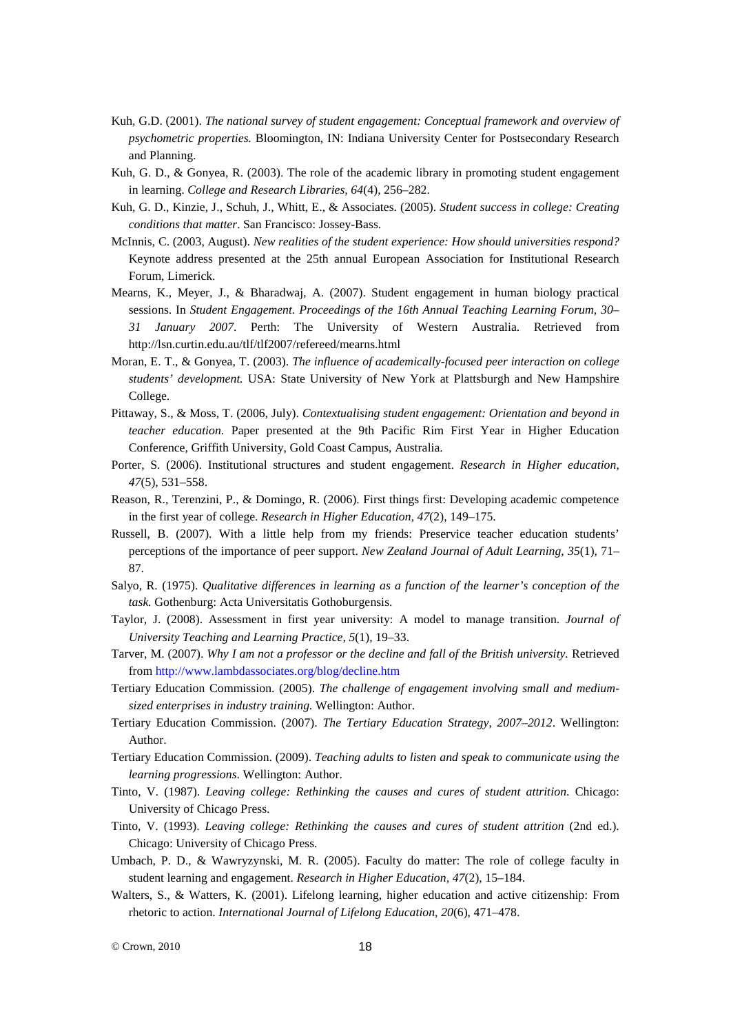Kuh, G.D. (2001). *The national survey of student engagement: Conceptual framework and overview of psychometric properties.* Bloomington, IN: Indiana University Center for Postsecondary Research and Planning.

Kuh, G. D., & Gonyea, R. (2003). The role of the academic library in promoting student engagement in learning. *College and Research Libraries, 64*(4), 256–282.

Kuh, G. D., Kinzie, J., Schuh, J., Whitt, E., & Associates. (2005). *Student success in college: Creating conditions that matter*. San Francisco: Jossey-Bass.

McInnis, C. (2003, August). *New realities of the student experience: How should universities respond?* Keynote address presented at the 25th annual European Association for Institutional Research Forum, Limerick.

Mearns, K., Meyer, J., & Bharadwaj, A. (2007). Student engagement in human biology practical sessions. In *Student Engagement. Proceedings of the 16th Annual Teaching Learning Forum, 30–31 January 2007*. Perth: The University of Western Australia. Retrieved from http://lsn.curtin.edu.au/tlf/tlf2007/refereed/mearns.html

Moran, E. T., & Gonyea, T. (2003). *The influence of academically-focused peer interaction on college students' development.* USA: State University of New York at Plattsburgh and New Hampshire College.

Pittaway, S., & Moss, T. (2006, July). *Contextualising student engagement: Orientation and beyond in teacher education.* Paper presented at the 9th Pacific Rim First Year in Higher Education Conference, Griffith University, Gold Coast Campus, Australia.

Porter, S. (2006). Institutional structures and student engagement. *Research in Higher education, 47*(5), 531–558.

Reason, R., Terenzini, P., & Domingo, R. (2006). First things first: Developing academic competence in the first year of college. *Research in Higher Education, 47*(2), 149–175.

Russell, B. (2007). With a little help from my friends: Preservice teacher education students' perceptions of the importance of peer support. *New Zealand Journal of Adult Learning, 35*(1), 71–87.

Salyo, R. (1975). *Qualitative differences in learning as a function of the learner's conception of the task.* Gothenburg: Acta Universitatis Gothoburgensis.

Taylor, J. (2008). Assessment in first year university: A model to manage transition. *Journal of University Teaching and Learning Practice, 5*(1), 19–33.

Tarver, M. (2007). *Why I am not a professor or the decline and fall of the British university.* Retrieved from http://www.lambdassociates.org/blog/decline.htm

Tertiary Education Commission. (2005). *The challenge of engagement involving small and medium-sized enterprises in industry training.* Wellington: Author.

Tertiary Education Commission. (2007). *The Tertiary Education Strategy, 2007–2012*. Wellington: Author.

Tertiary Education Commission. (2009). *Teaching adults to listen and speak to communicate using the learning progressions*. Wellington: Author.

Tinto, V. (1987). *Leaving college: Rethinking the causes and cures of student attrition.* Chicago: University of Chicago Press.

Tinto, V. (1993). *Leaving college: Rethinking the causes and cures of student attrition* (2nd ed.). Chicago: University of Chicago Press.

Umbach, P. D., & Wawryzynski, M. R. (2005). Faculty do matter: The role of college faculty in student learning and engagement. *Research in Higher Education, 47*(2), 15–184.

Walters, S., & Watters, K. (2001). Lifelong learning, higher education and active citizenship: From rhetoric to action. *International Journal of Lifelong Education, 20*(6), 471–478.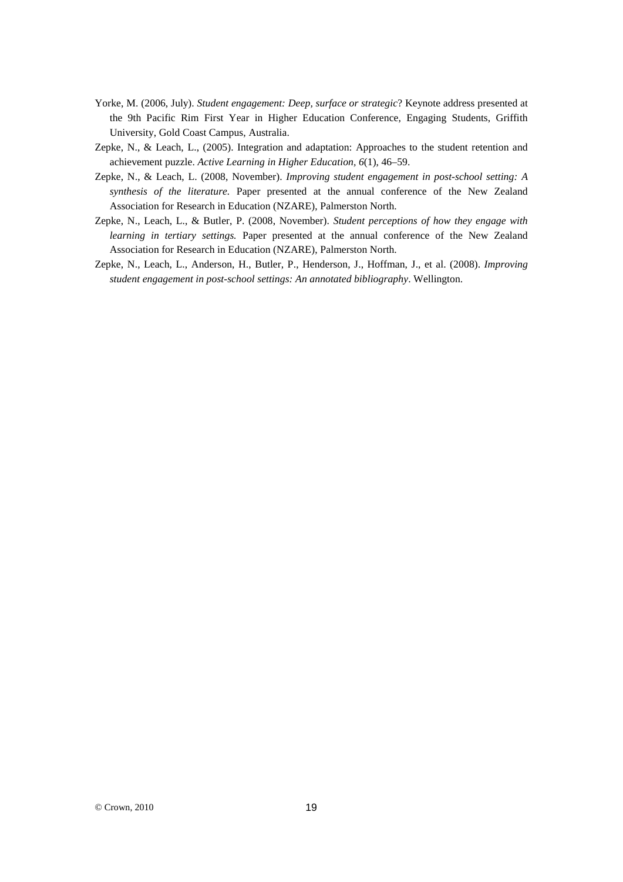Yorke, M. (2006, July). *Student engagement: Deep, surface or strategic*? Keynote address presented at the 9th Pacific Rim First Year in Higher Education Conference, Engaging Students, Griffith University, Gold Coast Campus, Australia.

Zepke, N., & Leach, L., (2005). Integration and adaptation: Approaches to the student retention and achievement puzzle. *Active Learning in Higher Education*, *6*(1), 46–59.

Zepke, N., & Leach, L. (2008, November). *Improving student engagement in post-school setting: A synthesis of the literature.* Paper presented at the annual conference of the New Zealand Association for Research in Education (NZARE), Palmerston North.

Zepke, N., Leach, L., & Butler, P. (2008, November). *Student perceptions of how they engage with learning in tertiary settings.* Paper presented at the annual conference of the New Zealand Association for Research in Education (NZARE), Palmerston North.

Zepke, N., Leach, L., Anderson, H., Butler, P., Henderson, J., Hoffman, J., et al. (2008). *Improving student engagement in post-school settings: An annotated bibliography*. Wellington.

© Crown, 2010